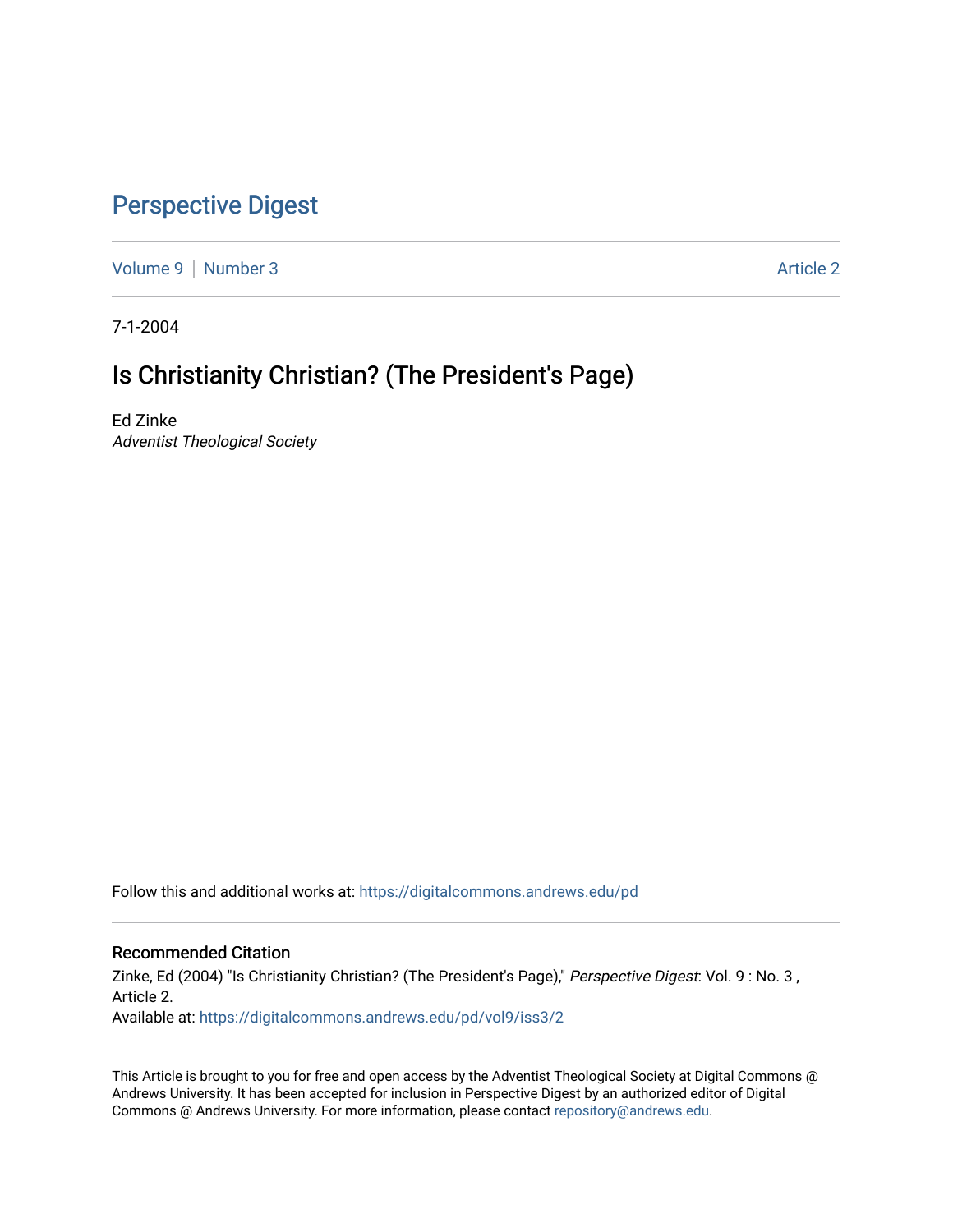# Perspective Digest

Volume 9 | Number 3 Article 2

7-1-2004

## Is Christianity Christian? (The President's Page)

Ed Zinke
*Adventist Theological Society*

Follow this and additional works at: https://digitalcommons.andrews.edu/pd

### Recommended Citation

Zinke, Ed (2004) "Is Christianity Christian? (The President's Page)," *Perspective Digest*: Vol. 9 : No. 3 , Article 2.
Available at: https://digitalcommons.andrews.edu/pd/vol9/iss3/2

This Article is brought to you for free and open access by the Adventist Theological Society at Digital Commons @ Andrews University. It has been accepted for inclusion in Perspective Digest by an authorized editor of Digital Commons @ Andrews University. For more information, please contact repository@andrews.edu.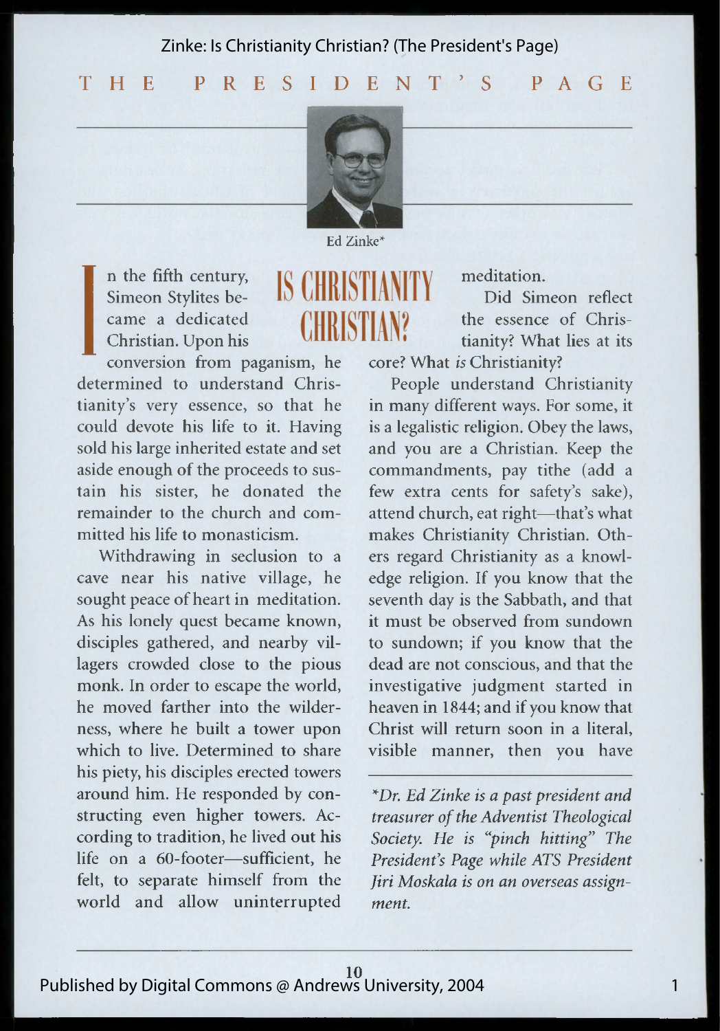# THE PRESIDENT'S PAGE

Ed Zinke*

## IS CHRISTIANITY CHRISTIAN?

In the fifth century, Simeon Stylites became a dedicated Christian. Upon his conversion from paganism, he determined to understand Christianity's very essence, so that he could devote his life to it. Having sold his large inherited estate and set aside enough of the proceeds to sustain his sister, he donated the remainder to the church and committed his life to monasticism.

Withdrawing in seclusion to a cave near his native village, he sought peace of heart in meditation. As his lonely quest became known, disciples gathered, and nearby villagers crowded close to the pious monk. In order to escape the world, he moved farther into the wilderness, where he built a tower upon which to live. Determined to share his piety, his disciples erected towers around him. He responded by constructing even higher towers. According to tradition, he lived out his life on a 60-footer—sufficient, he felt, to separate himself from the world and allow uninterrupted meditation.

Did Simeon reflect the essence of Christianity? What lies at its core? What *is* Christianity?

People understand Christianity in many different ways. For some, it is a legalistic religion. Obey the laws, and you are a Christian. Keep the commandments, pay tithe (add a few extra cents for safety's sake), attend church, eat right—that's what makes Christianity Christian. Others regard Christianity as a knowledge religion. If you know that the seventh day is the Sabbath, and that it must be observed from sundown to sundown; if you know that the dead are not conscious, and that the investigative judgment started in heaven in 1844; and if you know that Christ will return soon in a literal, visible manner, then you have

*\*Dr. Ed Zinke is a past president and treasurer of the Adventist Theological Society. He is "pinch hitting" The President's Page while ATS President Jiri Moskala is on an overseas assignment.*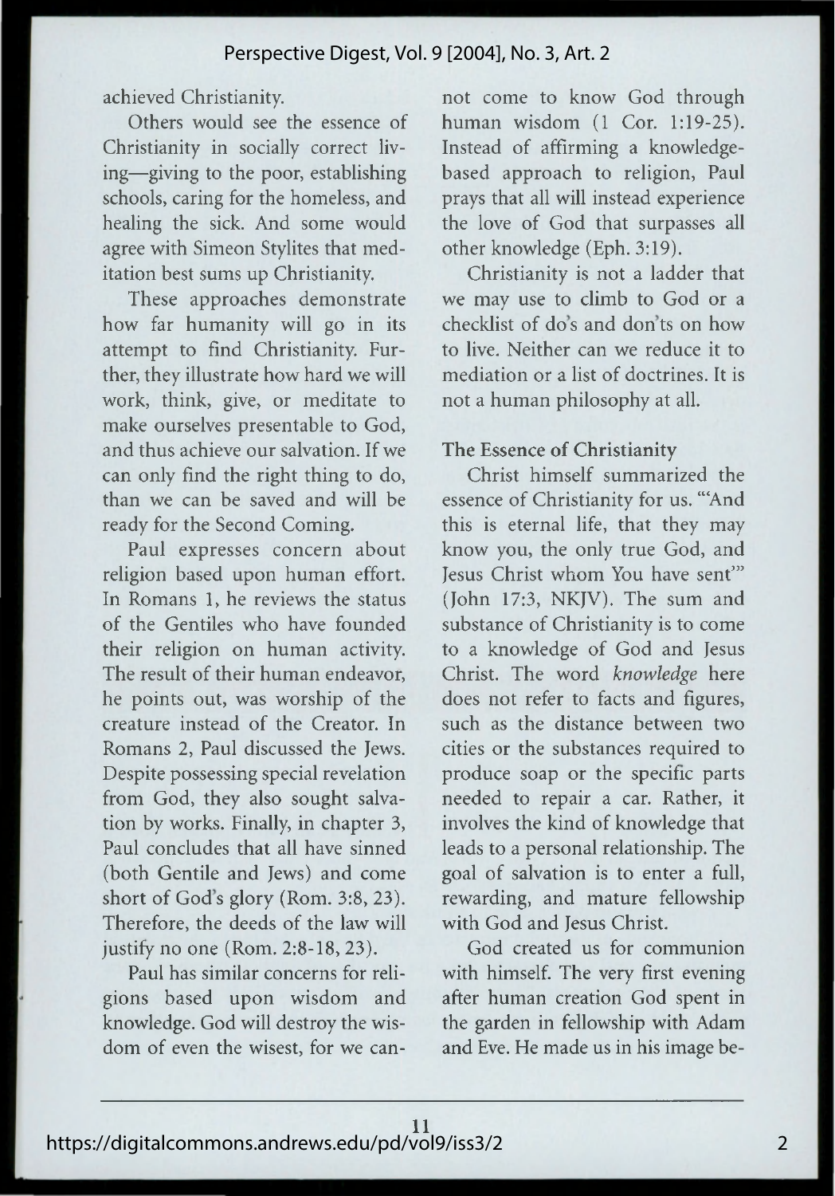achieved Christianity.

Others would see the essence of Christianity in socially correct living—giving to the poor, establishing schools, caring for the homeless, and healing the sick. And some would agree with Simeon Stylites that meditation best sums up Christianity.

These approaches demonstrate how far humanity will go in its attempt to find Christianity. Further, they illustrate how hard we will work, think, give, or meditate to make ourselves presentable to God, and thus achieve our salvation. If we can only find the right thing to do, than we can be saved and will be ready for the Second Coming.

Paul expresses concern about religion based upon human effort. In Romans 1, he reviews the status of the Gentiles who have founded their religion on human activity. The result of their human endeavor, he points out, was worship of the creature instead of the Creator. In Romans 2, Paul discussed the Jews. Despite possessing special revelation from God, they also sought salvation by works. Finally, in chapter 3, Paul concludes that all have sinned (both Gentile and Jews) and come short of God's glory (Rom. 3:8, 23). Therefore, the deeds of the law will justify no one (Rom. 2:8-18, 23).

Paul has similar concerns for religions based upon wisdom and knowledge. God will destroy the wisdom of even the wisest, for we cannot come to know God through human wisdom (1 Cor. 1:19-25). Instead of affirming a knowledge-based approach to religion, Paul prays that all will instead experience the love of God that surpasses all other knowledge (Eph. 3:19).

Christianity is not a ladder that we may use to climb to God or a checklist of do's and don'ts on how to live. Neither can we reduce it to mediation or a list of doctrines. It is not a human philosophy at all.

### The Essence of Christianity

Christ himself summarized the essence of Christianity for us. "'And this is eternal life, that they may know you, the only true God, and Jesus Christ whom You have sent'" (John 17:3, NKJV). The sum and substance of Christianity is to come to a knowledge of God and Jesus Christ. The word *knowledge* here does not refer to facts and figures, such as the distance between two cities or the substances required to produce soap or the specific parts needed to repair a car. Rather, it involves the kind of knowledge that leads to a personal relationship. The goal of salvation is to enter a full, rewarding, and mature fellowship with God and Jesus Christ.

God created us for communion with himself. The very first evening after human creation God spent in the garden in fellowship with Adam and Eve. He made us in his image be-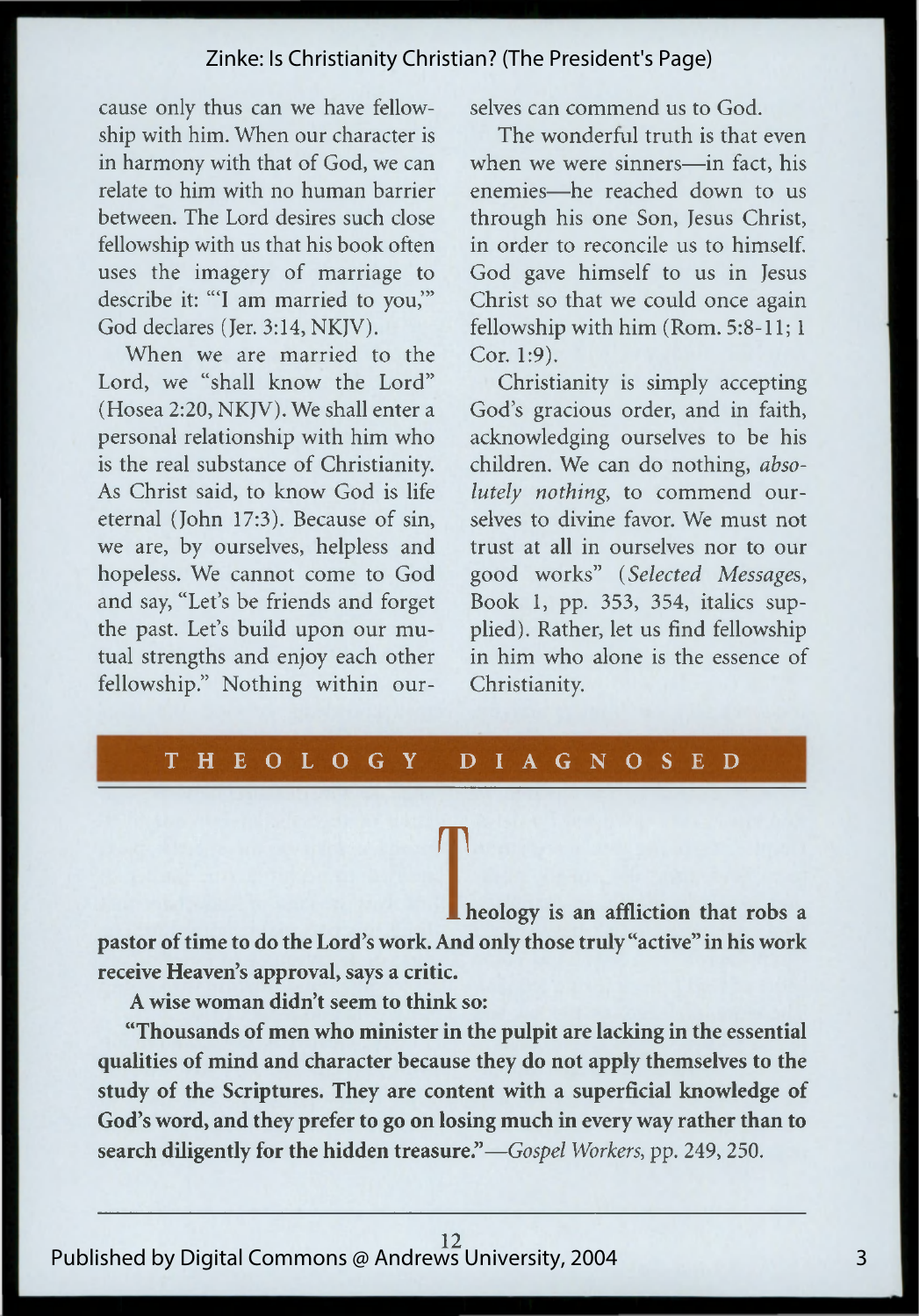cause only thus can we have fellowship with him. When our character is in harmony with that of God, we can relate to him with no human barrier between. The Lord desires such close fellowship with us that his book often uses the imagery of marriage to describe it: "'I am married to you,'" God declares (Jer. 3:14, NKJV).

When we are married to the Lord, we "shall know the Lord" (Hosea 2:20, NKJV). We shall enter a personal relationship with him who is the real substance of Christianity. As Christ said, to know God is life eternal (John 17:3). Because of sin, we are, by ourselves, helpless and hopeless. We cannot come to God and say, "Let's be friends and forget the past. Let's build upon our mutual strengths and enjoy each other fellowship." Nothing within ourselves can commend us to God.

The wonderful truth is that even when we were sinners—in fact, his enemies—he reached down to us through his one Son, Jesus Christ, in order to reconcile us to himself. God gave himself to us in Jesus Christ so that we could once again fellowship with him (Rom. 5:8-11; 1 Cor. 1:9).

Christianity is simply accepting God's gracious order, and in faith, acknowledging ourselves to be his children. We can do nothing, *absolutely nothing,* to commend ourselves to divine favor. We must not trust at all in ourselves nor to our good works" (*Selected Messages*, Book 1, pp. 353, 354, italics supplied). Rather, let us find fellowship in him who alone is the essence of Christianity.

## THEOLOGY DIAGNOSED

**Theology is an affliction that robs a pastor of time to do the Lord's work. And only those truly "active" in his work receive Heaven's approval, says a critic.**

**A wise woman didn't seem to think so:**

**"Thousands of men who minister in the pulpit are lacking in the essential qualities of mind and character because they do not apply themselves to the study of the Scriptures. They are content with a superficial knowledge of God's word, and they prefer to go on losing much in every way rather than to search diligently for the hidden treasure."—*Gospel Workers*, pp. 249, 250.**